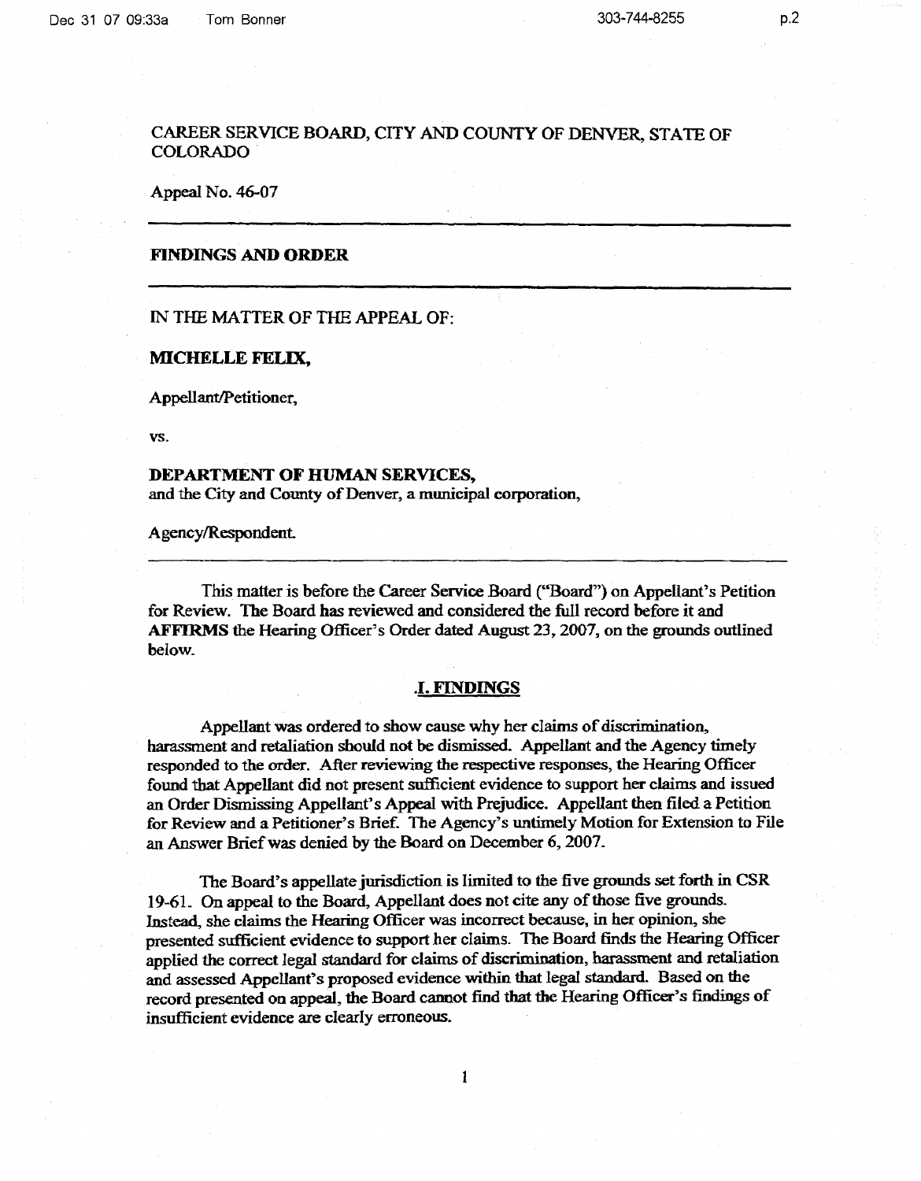CAREER SERVICE BOARD, CITY AND COUNTY OF DENVER, STATE OF COLORADO

Appeal No. 46-07

---

**FINDINGS AND ORDER**

---

IN THE MATTER OF THE APPEAL OF:

**MICHELLE FELIX,**

Appellant/Petitioner,

vs.

**DEPARTMENT OF HUMAN SERVICES,**
and the City and County of Denver, a municipal corporation,

Agency/Respondent.

---

This matter is before the Career Service Board ("Board") on Appellant's Petition for Review. The Board has reviewed and considered the full record before it and **AFFIRMS** the Hearing Officer's Order dated August 23, 2007, on the grounds outlined below.

## I. FINDINGS

Appellant was ordered to show cause why her claims of discrimination, harassment and retaliation should not be dismissed. Appellant and the Agency timely responded to the order. After reviewing the respective responses, the Hearing Officer found that Appellant did not present sufficient evidence to support her claims and issued an Order Dismissing Appellant's Appeal with Prejudice. Appellant then filed a Petition for Review and a Petitioner's Brief. The Agency's untimely Motion for Extension to File an Answer Brief was denied by the Board on December 6, 2007.

The Board's appellate jurisdiction is limited to the five grounds set forth in CSR 19-61. On appeal to the Board, Appellant does not cite any of those five grounds. Instead, she claims the Hearing Officer was incorrect because, in her opinion, she presented sufficient evidence to support her claims. The Board finds the Hearing Officer applied the correct legal standard for claims of discrimination, harassment and retaliation and assessed Appellant's proposed evidence within that legal standard. Based on the record presented on appeal, the Board cannot find that the Hearing Officer's findings of insufficient evidence are clearly erroneous.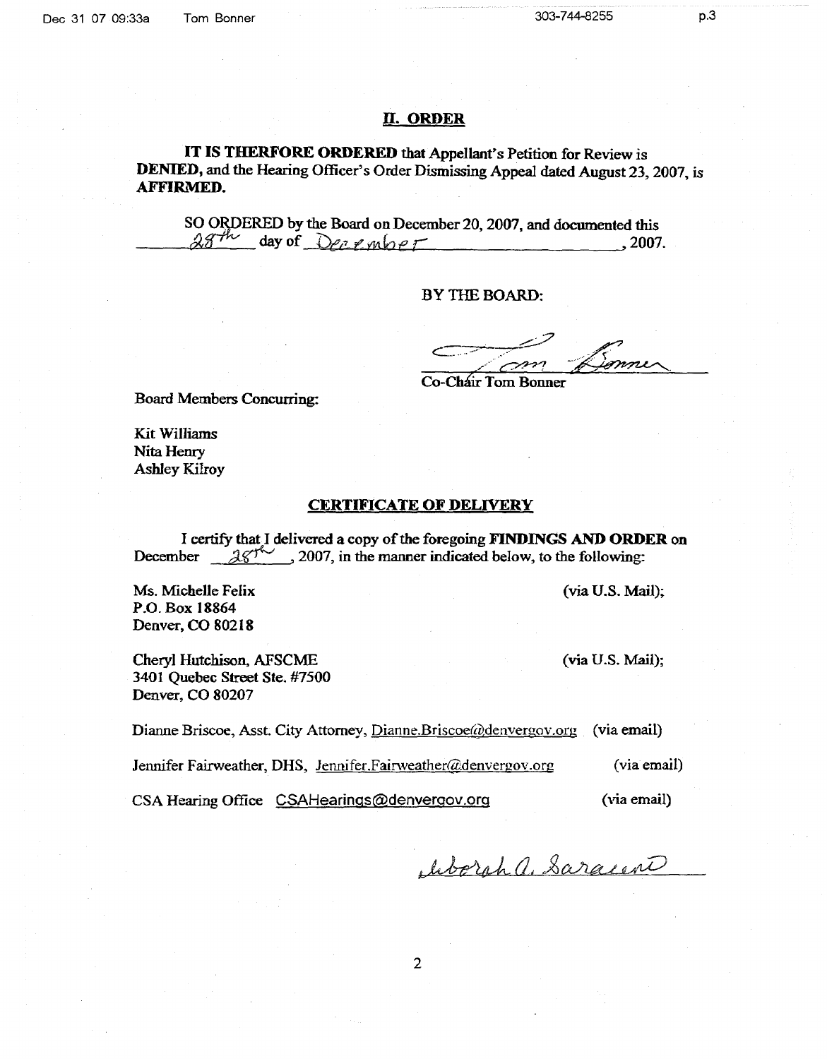## II. ORDER

**IT IS THERFORE ORDERED** that Appellant's Petition for Review is **DENIED,** and the Hearing Officer's Order Dismissing Appeal dated August 23, 2007, is **AFFIRMED.**

SO ORDERED by the Board on December 20, 2007, and documented this 28th day of December, 2007.

BY THE BOARD:

Tom Bonner

Co-Chair Tom Bonner

Board Members Concurring:

Kit Williams
Nita Henry
Ashley Kilroy

## CERTIFICATE OF DELIVERY

I certify that I delivered a copy of the foregoing **FINDINGS AND ORDER** on December 28th, 2007, in the manner indicated below, to the following:

Ms. Michelle Felix (via U.S. Mail);
P.O. Box 18864
Denver, CO 80218

Cheryl Hutchison, AFSCME (via U.S. Mail);
3401 Quebec Street Ste. #7500
Denver, CO 80207

Dianne Briscoe, Asst. City Attorney, Dianne.Briscoe@denvergov.org (via email)

Jennifer Fairweather, DHS, Jennifer.Fairweather@denvergov.org (via email)

CSA Hearing Office CSAHearings@denvergov.org (via email)

Deborah A. Saracino